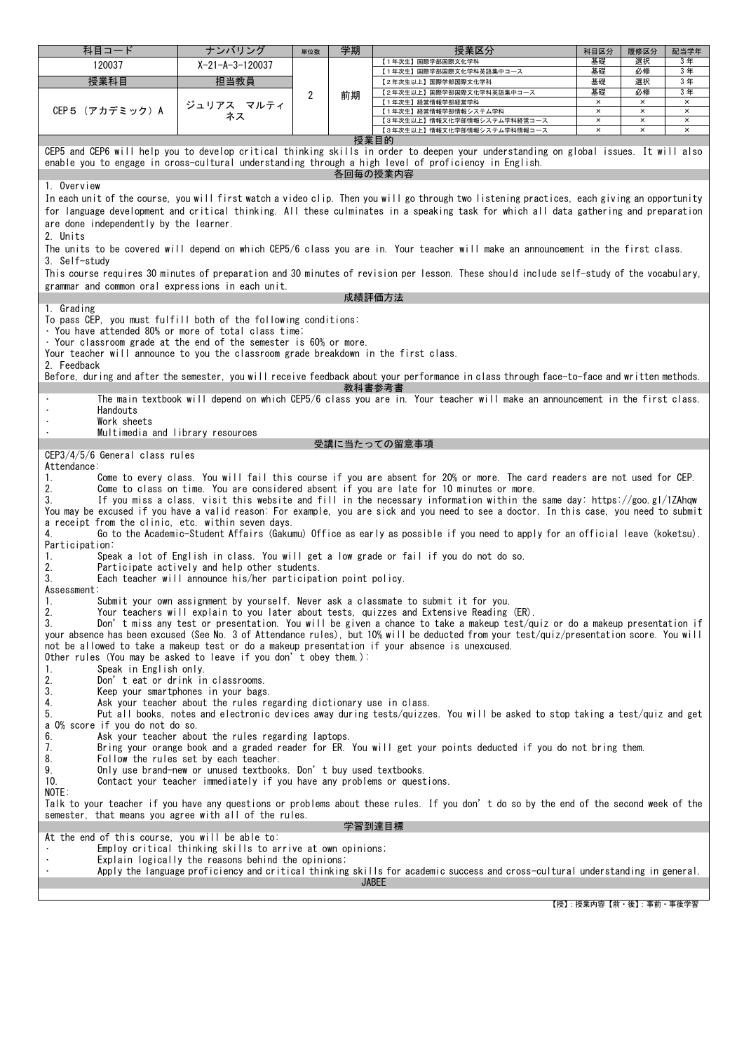| 科目コード | ナンバリング | 単位数 | 学期 | 授業区分 | 科目区分 | 履修区分 | 配当学年 |
|---|---|---|---|---|---|---|---|
| 120037 | X-21-A-3-120037 | 2 | 前期 | 【1年次生】国際学部国際文化学科 | 基礎 | 選択 | 3年 |
| | | | | 【1年次生】国際学部国際文化学科英語集中コース | 基礎 | 必修 | 3年 |
| 授業科目 | 担当教員 | | | 【2年次生以上】国際学部国際文化学科 | 基礎 | 選択 | 3年 |
| CEP５（アカデミック）A | ジュリアス マルティネス | | | 【2年次生以上】国際学部国際文化学科英語集中コース | 基礎 | 必修 | 3年 |
| | | | | 【1年次生】経営情報学部経営学科 | × | × | × |
| | | | | 【1年次生】経営情報学部情報システム学科 | × | × | × |
| | | | | 【3年次生以上】情報文化学部情報システム学科経営コース | × | × | × |
| | | | | 【3年次生以上】情報文化学部情報システム学科情報コース | × | × | × |

## 授業目的

CEP5 and CEP6 will help you to develop critical thinking skills in order to deepen your understanding on global issues. It will also enable you to engage in cross-cultural understanding through a high level of proficiency in English.

## 各回毎の授業内容

1. Overview

In each unit of the course, you will first watch a video clip. Then you will go through two listening practices, each giving an opportunity for language development and critical thinking. All these culminates in a speaking task for which all data gathering and preparation are done independently by the learner.

2. Units

The units to be covered will depend on which CEP5/6 class you are in. Your teacher will make an announcement in the first class.

3. Self-study

This course requires 30 minutes of preparation and 30 minutes of revision per lesson. These should include self-study of the vocabulary, grammar and common oral expressions in each unit.

## 成績評価方法

1. Grading

To pass CEP, you must fulfill both of the following conditions:

- You have attended 80% or more of total class time;
- Your classroom grade at the end of the semester is 60% or more.

Your teacher will announce to you the classroom grade breakdown in the first class.

2. Feedback

Before, during and after the semester, you will receive feedback about your performance in class through face-to-face and written methods.

## 教科書参考書

- The main textbook will depend on which CEP5/6 class you are in. Your teacher will make an announcement in the first class.
- Handouts
- Work sheets
- Multimedia and library resources

## 受講に当たっての留意事項

CEP3/4/5/6 General class rules

Attendance:

1. Come to every class. You will fail this course if you are absent for 20% or more. The card readers are not used for CEP.
2. Come to class on time. You are considered absent if you are late for 10 minutes or more.
3. If you miss a class, visit this website and fill in the necessary information within the same day: https://goo.gl/1ZAhqw You may be excused if you have a valid reason: For example, you are sick and you need to see a doctor. In this case, you need to submit a receipt from the clinic, etc. within seven days.
4. Go to the Academic-Student Affairs (Gakumu) Office as early as possible if you need to apply for an official leave (koketsu).

Participation:

1. Speak a lot of English in class. You will get a low grade or fail if you do not do so.
2. Participate actively and help other students.
3. Each teacher will announce his/her participation point policy.

Assessment:

1. Submit your own assignment by yourself. Never ask a classmate to submit it for you.
2. Your teachers will explain to you later about tests, quizzes and Extensive Reading (ER).
3. Don’t miss any test or presentation. You will be given a chance to take a makeup test/quiz or do a makeup presentation if your absence has been excused (See No. 3 of Attendance rules), but 10% will be deducted from your test/quiz/presentation score. You will not be allowed to take a makeup test or do a makeup presentation if your absence is unexcused.

Other rules (You may be asked to leave if you don’t obey them.):

1. Speak in English only.
2. Don’t eat or drink in classrooms.
3. Keep your smartphones in your bags.
4. Ask your teacher about the rules regarding dictionary use in class.
5. Put all books, notes and electronic devices away during tests/quizzes. You will be asked to stop taking a test/quiz and get a 0% score if you do not do so.
6. Ask your teacher about the rules regarding laptops.
7. Bring your orange book and a graded reader for ER. You will get your points deducted if you do not bring them.
8. Follow the rules set by each teacher.
9. Only use brand-new or unused textbooks. Don’t buy used textbooks.
10. Contact your teacher immediately if you have any problems or questions.

NOTE:

Talk to your teacher if you have any questions or problems about these rules. If you don’t do so by the end of the second week of the semester, that means you agree with all of the rules.

## 学習到達目標

At the end of this course, you will be able to:

- Employ critical thinking skills to arrive at own opinions;
- Explain logically the reasons behind the opinions;
- Apply the language proficiency and critical thinking skills for academic success and cross-cultural understanding in general.

## JABEE

【授】：授業内容【前・後】：事前・事後学習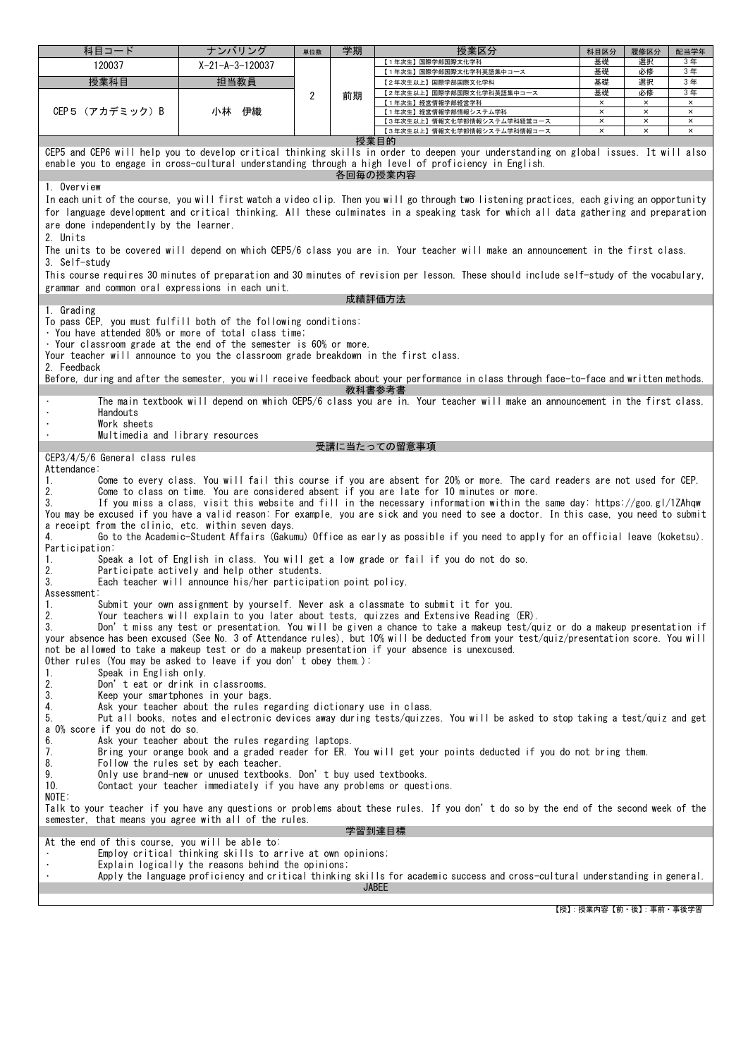| 科目コード | ナンバリング | 単位数 | 学期 | 授業区分 | 科目区分 | 履修区分 | 配当学年 |
|---|---|---|---|---|---|---|---|
| 120037 | X-21-A-3-120037 | 2 | 前期 | 【1年次生】国際学部国際文化学科 | 基礎 | 選択 | 3年 |
| | | | | 【1年次生】国際学部国際文化学科英語集中コース | 基礎 | 必修 | 3年 |
| 授業科目 | 担当教員 | | | 【2年次生以上】国際学部国際文化学科 | 基礎 | 選択 | 3年 |
| CEP５（アカデミック）B | 小林　伊織 | | | 【2年次生以上】国際学部国際文化学科英語集中コース | 基礎 | 必修 | 3年 |
| | | | | 【1年次生】経営情報学部経営学科 | × | × | × |
| | | | | 【1年次生】経営情報学部情報システム学科 | × | × | × |
| | | | | 【3年次生以上】情報文化学部情報システム学科経営コース | × | × | × |
| | | | | 【3年次生以上】情報文化学部情報システム学科情報コース | × | × | × |

## 授業目的

CEP5 and CEP6 will help you to develop critical thinking skills in order to deepen your understanding on global issues. It will also enable you to engage in cross-cultural understanding through a high level of proficiency in English.

## 各回毎の授業内容

1. Overview

In each unit of the course, you will first watch a video clip. Then you will go through two listening practices, each giving an opportunity for language development and critical thinking. All these culminates in a speaking task for which all data gathering and preparation are done independently by the learner.

2. Units

The units to be covered will depend on which CEP5/6 class you are in. Your teacher will make an announcement in the first class.

3. Self-study

This course requires 30 minutes of preparation and 30 minutes of revision per lesson. These should include self-study of the vocabulary, grammar and common oral expressions in each unit.

## 成績評価方法

1. Grading

To pass CEP, you must fulfill both of the following conditions:

・You have attended 80% or more of total class time;
・Your classroom grade at the end of the semester is 60% or more.

Your teacher will announce to you the classroom grade breakdown in the first class.

2. Feedback

Before, during and after the semester, you will receive feedback about your performance in class through face-to-face and written methods.

## 教科書参考書

- The main textbook will depend on which CEP5/6 class you are in. Your teacher will make an announcement in the first class.
- Handouts
- Work sheets
- Multimedia and library resources

## 受講に当たっての留意事項

CEP3/4/5/6 General class rules

Attendance:

1. Come to every class. You will fail this course if you are absent for 20% or more. The card readers are not used for CEP.
2. Come to class on time. You are considered absent if you are late for 10 minutes or more.
3. If you miss a class, visit this website and fill in the necessary information within the same day: https://goo.gl/1ZAhqw You may be excused if you have a valid reason: For example, you are sick and you need to see a doctor. In this case, you need to submit a receipt from the clinic, etc. within seven days.
4. Go to the Academic-Student Affairs (Gakumu) Office as early as possible if you need to apply for an official leave (koketsu).

Participation:

1. Speak a lot of English in class. You will get a low grade or fail if you do not do so.
2. Participate actively and help other students.
3. Each teacher will announce his/her participation point policy.

Assessment:

1. Submit your own assignment by yourself. Never ask a classmate to submit it for you.
2. Your teachers will explain to you later about tests, quizzes and Extensive Reading (ER).
3. Don't miss any test or presentation. You will be given a chance to take a makeup test/quiz or do a makeup presentation if your absence has been excused (See No. 3 of Attendance rules), but 10% will be deducted from your test/quiz/presentation score. You will not be allowed to take a makeup test or do a makeup presentation if your absence is unexcused.

Other rules (You may be asked to leave if you don't obey them.):

1. Speak in English only.
2. Don't eat or drink in classrooms.
3. Keep your smartphones in your bags.
4. Ask your teacher about the rules regarding dictionary use in class.
5. Put all books, notes and electronic devices away during tests/quizzes. You will be asked to stop taking a test/quiz and get a 0% score if you do not do so.
6. Ask your teacher about the rules regarding laptops.
7. Bring your orange book and a graded reader for ER. You will get your points deducted if you do not bring them.
8. Follow the rules set by each teacher.
9. Only use brand-new or unused textbooks. Don't buy used textbooks.
10. Contact your teacher immediately if you have any problems or questions.

NOTE:

Talk to your teacher if you have any questions or problems about these rules. If you don't do so by the end of the second week of the semester, that means you agree with all of the rules.

## 学習到達目標

At the end of this course, you will be able to:

- Employ critical thinking skills to arrive at own opinions;
- Explain logically the reasons behind the opinions;
- Apply the language proficiency and critical thinking skills for academic success and cross-cultural understanding in general.

## JABEE

【授】：授業内容【前・後】：事前・事後学習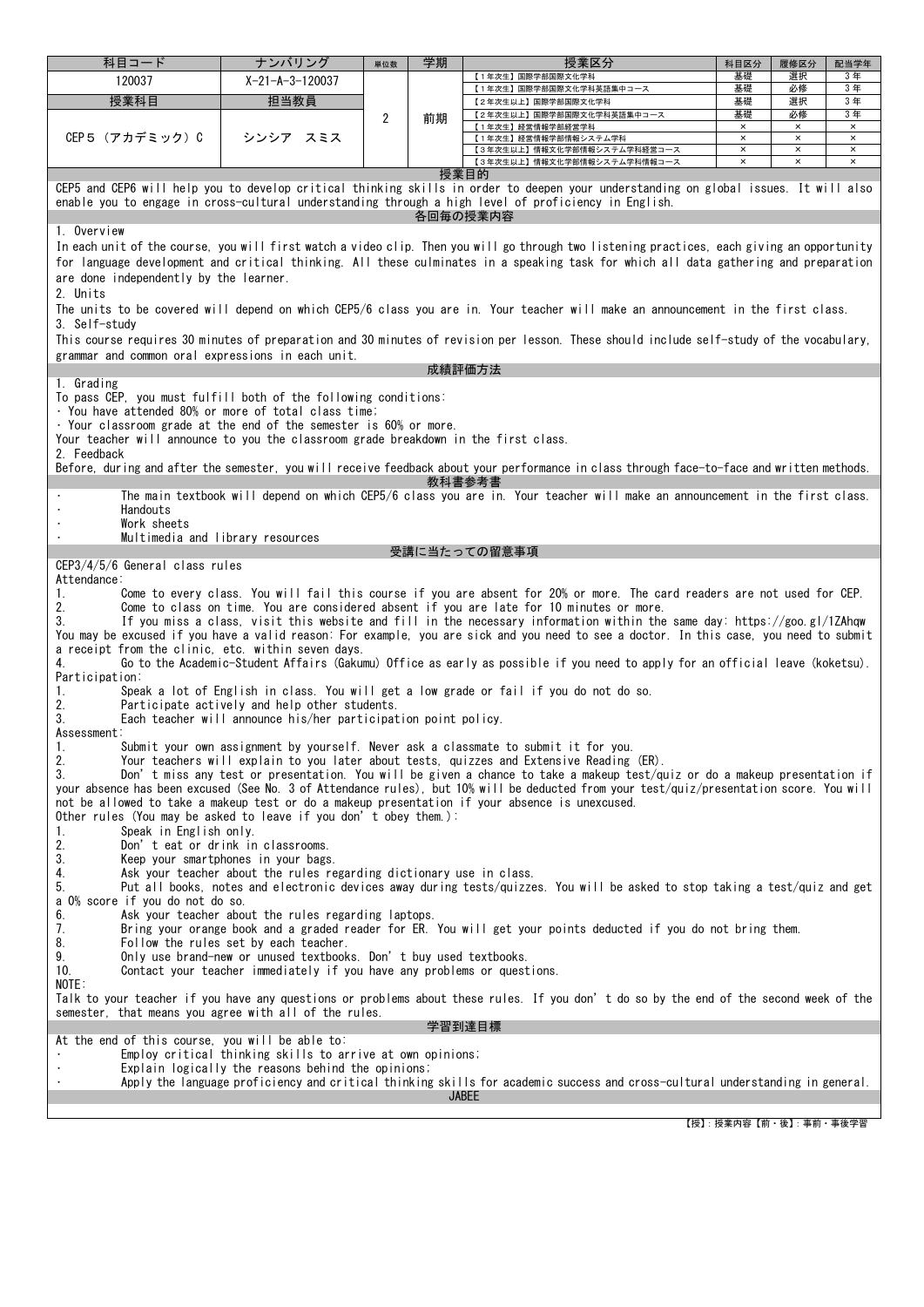| 科目コード | ナンバリング | 単位数 | 学期 | 授業区分 | 科目区分 | 履修区分 | 配当学年 |
|---|---|---|---|---|---|---|---|
| 120037 | X-21-A-3-120037 | 2 | 前期 | 【1年次生】国際学部国際文化学科 | 基礎 | 選択 | 3年 |
| | | | | 【1年次生】国際学部国際文化学科英語集中コース | 基礎 | 必修 | 3年 |
| 授業科目 | 担当教員 | | | 【2年次生以上】国際学部国際文化学科 | 基礎 | 選択 | 3年 |
| CEP５（アカデミック）C | シンシア　スミス | | | 【2年次生以上】国際学部国際文化学科英語集中コース | 基礎 | 必修 | 3年 |
| | | | | 【1年次生】経営情報学部経営学科 | × | × | × |
| | | | | 【1年次生】経営情報学部情報システム学科 | × | × | × |
| | | | | 【3年次生以上】情報文化学部情報システム学科経営コース | × | × | × |
| | | | | 【3年次生以上】情報文化学部情報システム学科情報コース | × | × | × |

## 授業目的

CEP5 and CEP6 will help you to develop critical thinking skills in order to deepen your understanding on global issues. It will also enable you to engage in cross-cultural understanding through a high level of proficiency in English.

## 各回毎の授業内容

1. Overview

In each unit of the course, you will first watch a video clip. Then you will go through two listening practices, each giving an opportunity for language development and critical thinking. All these culminates in a speaking task for which all data gathering and preparation are done independently by the learner.

2. Units

The units to be covered will depend on which CEP5/6 class you are in. Your teacher will make an announcement in the first class.

3. Self-study

This course requires 30 minutes of preparation and 30 minutes of revision per lesson. These should include self-study of the vocabulary, grammar and common oral expressions in each unit.

## 成績評価方法

1. Grading

To pass CEP, you must fulfill both of the following conditions:

- You have attended 80% or more of total class time;
- Your classroom grade at the end of the semester is 60% or more.

Your teacher will announce to you the classroom grade breakdown in the first class.

2. Feedback

Before, during and after the semester, you will receive feedback about your performance in class through face-to-face and written methods.

## 教科書参考書

- The main textbook will depend on which CEP5/6 class you are in. Your teacher will make an announcement in the first class.
- Handouts
- Work sheets
- Multimedia and library resources

## 受講に当たっての留意事項

CEP3/4/5/6 General class rules

Attendance:

1. Come to every class. You will fail this course if you are absent for 20% or more. The card readers are not used for CEP.
2. Come to class on time. You are considered absent if you are late for 10 minutes or more.
3. If you miss a class, visit this website and fill in the necessary information within the same day: https://goo.gl/1ZAhqw You may be excused if you have a valid reason: For example, you are sick and you need to see a doctor. In this case, you need to submit a receipt from the clinic, etc. within seven days.
4. Go to the Academic-Student Affairs (Gakumu) Office as early as possible if you need to apply for an official leave (koketsu).

Participation:

1. Speak a lot of English in class. You will get a low grade or fail if you do not do so.
2. Participate actively and help other students.
3. Each teacher will announce his/her participation point policy.

Assessment:

1. Submit your own assignment by yourself. Never ask a classmate to submit it for you.
2. Your teachers will explain to you later about tests, quizzes and Extensive Reading (ER).
3. Don't miss any test or presentation. You will be given a chance to take a makeup test/quiz or do a makeup presentation if your absence has been excused (See No. 3 of Attendance rules), but 10% will be deducted from your test/quiz/presentation score. You will not be allowed to take a makeup test or do a makeup presentation if your absence is unexcused.

Other rules (You may be asked to leave if you don't obey them.):

1. Speak in English only.
2. Don't eat or drink in classrooms.
3. Keep your smartphones in your bags.
4. Ask your teacher about the rules regarding dictionary use in class.
5. Put all books, notes and electronic devices away during tests/quizzes. You will be asked to stop taking a test/quiz and get a 0% score if you do not do so.
6. Ask your teacher about the rules regarding laptops.
7. Bring your orange book and a graded reader for ER. You will get your points deducted if you do not bring them.
8. Follow the rules set by each teacher.
9. Only use brand-new or unused textbooks. Don't buy used textbooks.
10. Contact your teacher immediately if you have any problems or questions.

NOTE:

Talk to your teacher if you have any questions or problems about these rules. If you don't do so by the end of the second week of the semester, that means you agree with all of the rules.

## 学習到達目標

At the end of this course, you will be able to:

- Employ critical thinking skills to arrive at own opinions;
- Explain logically the reasons behind the opinions;
- Apply the language proficiency and critical thinking skills for academic success and cross-cultural understanding in general.

## JABEE

【授】：授業内容【前・後】：事前・事後学習